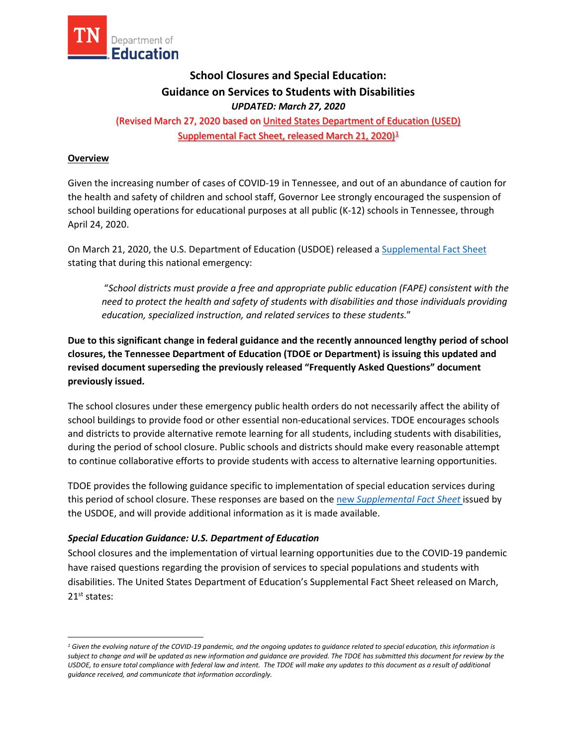# School Closures and Special Education: Guidance on Services to Students with Disabilities

*UPDATED: March 27, 2020*

(Revised March 27, 2020 based on United States Department of Education (USED) Supplemental Fact Sheet, released March 21, 2020)[1]

**Overview**

Given the increasing number of cases of COVID-19 in Tennessee, and out of an abundance of caution for the health and safety of children and school staff, Governor Lee strongly encouraged the suspension of school building operations for educational purposes at all public (K-12) schools in Tennessee, through April 24, 2020.

On March 21, 2020, the U.S. Department of Education (USDOE) released a Supplemental Fact Sheet stating that during this national emergency:

> "*School districts must provide a free and appropriate public education (FAPE) consistent with the need to protect the health and safety of students with disabilities and those individuals providing education, specialized instruction, and related services to these students.*"

**Due to this significant change in federal guidance and the recently announced lengthy period of school closures, the Tennessee Department of Education (TDOE or Department) is issuing this updated and revised document superseding the previously released "Frequently Asked Questions" document previously issued.**

The school closures under these emergency public health orders do not necessarily affect the ability of school buildings to provide food or other essential non-educational services. TDOE encourages schools and districts to provide alternative remote learning for all students, including students with disabilities, during the period of school closure. Public schools and districts should make every reasonable attempt to continue collaborative efforts to provide students with access to alternative learning opportunities.

TDOE provides the following guidance specific to implementation of special education services during this period of school closure. These responses are based on the new *Supplemental Fact Sheet* issued by the USDOE, and will provide additional information as it is made available.

### *Special Education Guidance: U.S. Department of Education*

School closures and the implementation of virtual learning opportunities due to the COVID-19 pandemic have raised questions regarding the provision of services to special populations and students with disabilities. The United States Department of Education's Supplemental Fact Sheet released on March, 21st states:

---

[1] *Given the evolving nature of the COVID-19 pandemic, and the ongoing updates to guidance related to special education, this information is subject to change and will be updated as new information and guidance are provided. The TDOE has submitted this document for review by the USDOE, to ensure total compliance with federal law and intent. The TDOE will make any updates to this document as a result of additional guidance received, and communicate that information accordingly.*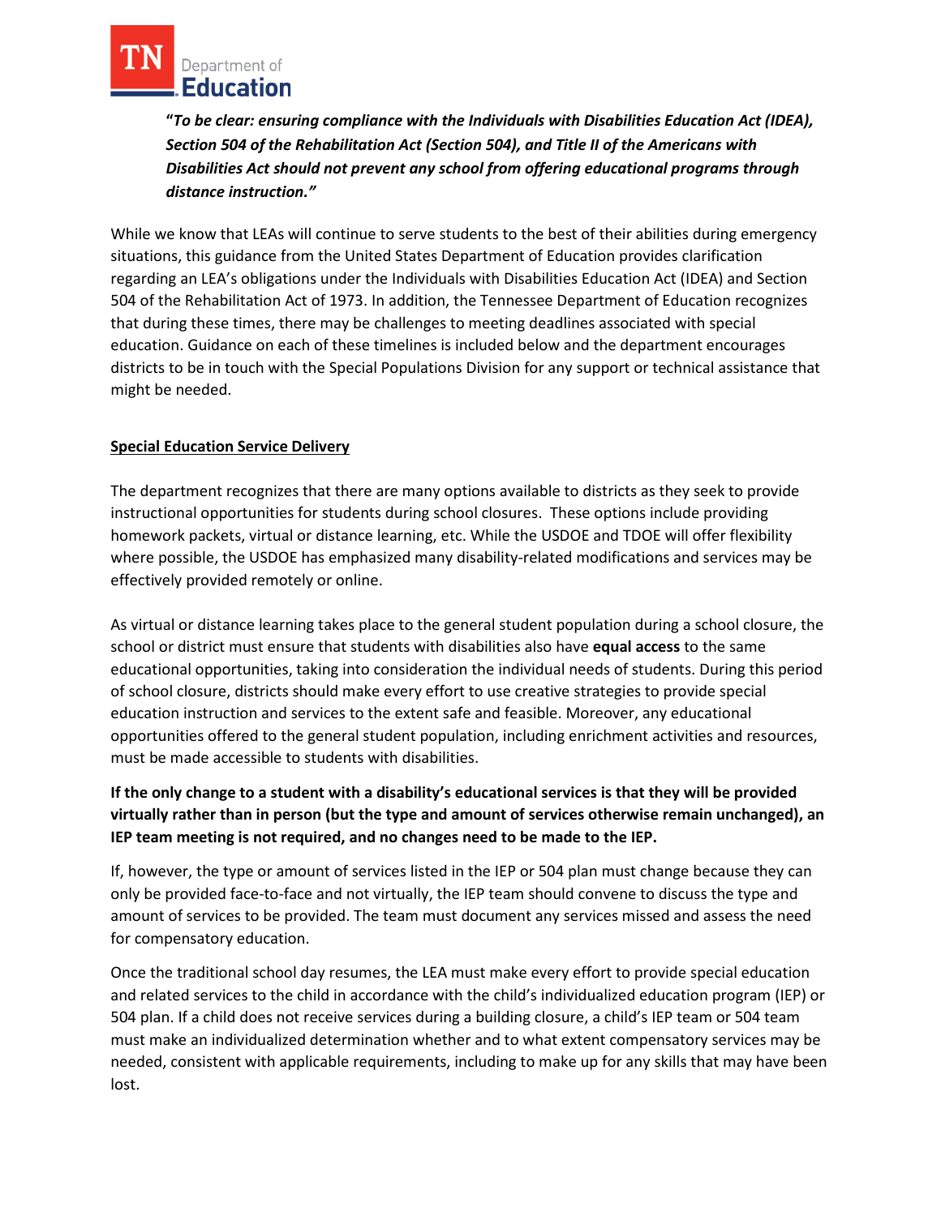***"To be clear: ensuring compliance with the Individuals with Disabilities Education Act (IDEA), Section 504 of the Rehabilitation Act (Section 504), and Title II of the Americans with Disabilities Act should not prevent any school from offering educational programs through distance instruction."***

While we know that LEAs will continue to serve students to the best of their abilities during emergency situations, this guidance from the United States Department of Education provides clarification regarding an LEA's obligations under the Individuals with Disabilities Education Act (IDEA) and Section 504 of the Rehabilitation Act of 1973. In addition, the Tennessee Department of Education recognizes that during these times, there may be challenges to meeting deadlines associated with special education. Guidance on each of these timelines is included below and the department encourages districts to be in touch with the Special Populations Division for any support or technical assistance that might be needed.

## Special Education Service Delivery

The department recognizes that there are many options available to districts as they seek to provide instructional opportunities for students during school closures. These options include providing homework packets, virtual or distance learning, etc. While the USDOE and TDOE will offer flexibility where possible, the USDOE has emphasized many disability-related modifications and services may be effectively provided remotely or online.

As virtual or distance learning takes place to the general student population during a school closure, the school or district must ensure that students with disabilities also have **equal access** to the same educational opportunities, taking into consideration the individual needs of students. During this period of school closure, districts should make every effort to use creative strategies to provide special education instruction and services to the extent safe and feasible. Moreover, any educational opportunities offered to the general student population, including enrichment activities and resources, must be made accessible to students with disabilities.

**If the only change to a student with a disability's educational services is that they will be provided virtually rather than in person (but the type and amount of services otherwise remain unchanged), an IEP team meeting is not required, and no changes need to be made to the IEP.**

If, however, the type or amount of services listed in the IEP or 504 plan must change because they can only be provided face-to-face and not virtually, the IEP team should convene to discuss the type and amount of services to be provided. The team must document any services missed and assess the need for compensatory education.

Once the traditional school day resumes, the LEA must make every effort to provide special education and related services to the child in accordance with the child's individualized education program (IEP) or 504 plan. If a child does not receive services during a building closure, a child's IEP team or 504 team must make an individualized determination whether and to what extent compensatory services may be needed, consistent with applicable requirements, including to make up for any skills that may have been lost.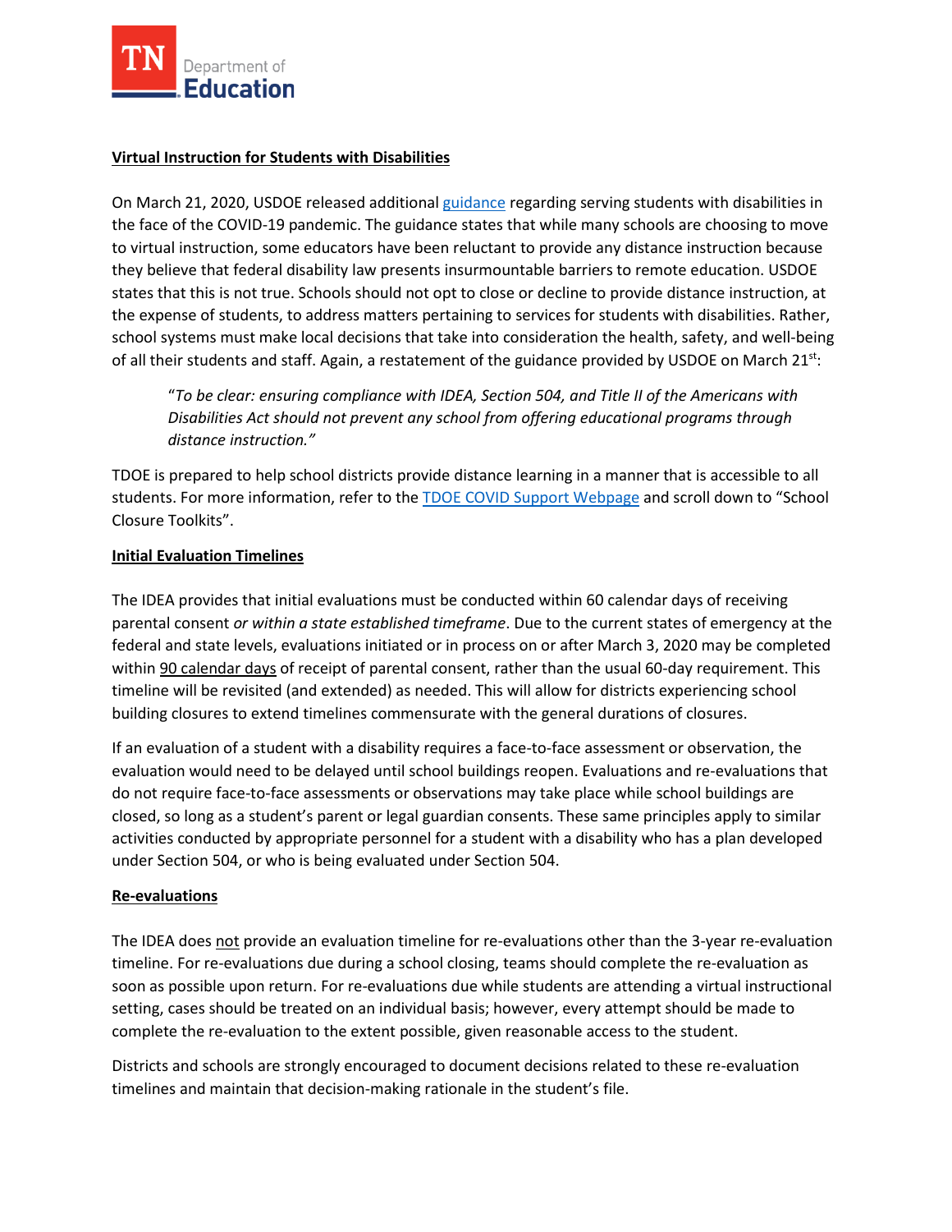**Virtual Instruction for Students with Disabilities**

On March 21, 2020, USDOE released additional guidance regarding serving students with disabilities in the face of the COVID-19 pandemic. The guidance states that while many schools are choosing to move to virtual instruction, some educators have been reluctant to provide any distance instruction because they believe that federal disability law presents insurmountable barriers to remote education. USDOE states that this is not true. Schools should not opt to close or decline to provide distance instruction, at the expense of students, to address matters pertaining to services for students with disabilities. Rather, school systems must make local decisions that take into consideration the health, safety, and well-being of all their students and staff. Again, a restatement of the guidance provided by USDOE on March 21st:

> "*To be clear: ensuring compliance with IDEA, Section 504, and Title II of the Americans with Disabilities Act should not prevent any school from offering educational programs through distance instruction.*"

TDOE is prepared to help school districts provide distance learning in a manner that is accessible to all students. For more information, refer to the TDOE COVID Support Webpage and scroll down to "School Closure Toolkits".

**Initial Evaluation Timelines**

The IDEA provides that initial evaluations must be conducted within 60 calendar days of receiving parental consent *or within a state established timeframe*. Due to the current states of emergency at the federal and state levels, evaluations initiated or in process on or after March 3, 2020 may be completed within 90 calendar days of receipt of parental consent, rather than the usual 60-day requirement. This timeline will be revisited (and extended) as needed. This will allow for districts experiencing school building closures to extend timelines commensurate with the general durations of closures.

If an evaluation of a student with a disability requires a face-to-face assessment or observation, the evaluation would need to be delayed until school buildings reopen. Evaluations and re-evaluations that do not require face-to-face assessments or observations may take place while school buildings are closed, so long as a student's parent or legal guardian consents. These same principles apply to similar activities conducted by appropriate personnel for a student with a disability who has a plan developed under Section 504, or who is being evaluated under Section 504.

**Re-evaluations**

The IDEA does not provide an evaluation timeline for re-evaluations other than the 3-year re-evaluation timeline. For re-evaluations due during a school closing, teams should complete the re-evaluation as soon as possible upon return. For re-evaluations due while students are attending a virtual instructional setting, cases should be treated on an individual basis; however, every attempt should be made to complete the re-evaluation to the extent possible, given reasonable access to the student.

Districts and schools are strongly encouraged to document decisions related to these re-evaluation timelines and maintain that decision-making rationale in the student's file.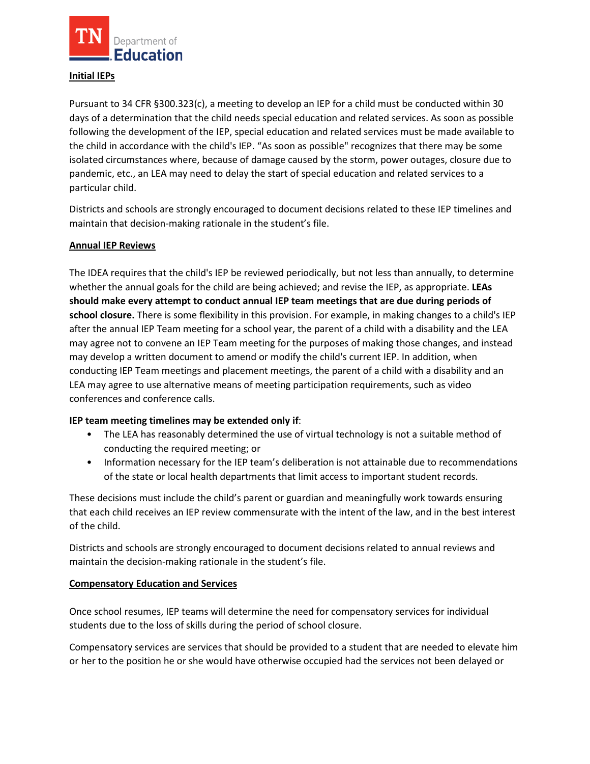**Initial IEPs**

Pursuant to 34 CFR §300.323(c), a meeting to develop an IEP for a child must be conducted within 30 days of a determination that the child needs special education and related services. As soon as possible following the development of the IEP, special education and related services must be made available to the child in accordance with the child's IEP. "As soon as possible" recognizes that there may be some isolated circumstances where, because of damage caused by the storm, power outages, closure due to pandemic, etc., an LEA may need to delay the start of special education and related services to a particular child.

Districts and schools are strongly encouraged to document decisions related to these IEP timelines and maintain that decision-making rationale in the student's file.

**Annual IEP Reviews**

The IDEA requires that the child's IEP be reviewed periodically, but not less than annually, to determine whether the annual goals for the child are being achieved; and revise the IEP, as appropriate. **LEAs should make every attempt to conduct annual IEP team meetings that are due during periods of school closure.** There is some flexibility in this provision. For example, in making changes to a child's IEP after the annual IEP Team meeting for a school year, the parent of a child with a disability and the LEA may agree not to convene an IEP Team meeting for the purposes of making those changes, and instead may develop a written document to amend or modify the child's current IEP. In addition, when conducting IEP Team meetings and placement meetings, the parent of a child with a disability and an LEA may agree to use alternative means of meeting participation requirements, such as video conferences and conference calls.

**IEP team meeting timelines may be extended only if**:

- The LEA has reasonably determined the use of virtual technology is not a suitable method of conducting the required meeting; or
- Information necessary for the IEP team's deliberation is not attainable due to recommendations of the state or local health departments that limit access to important student records.

These decisions must include the child's parent or guardian and meaningfully work towards ensuring that each child receives an IEP review commensurate with the intent of the law, and in the best interest of the child.

Districts and schools are strongly encouraged to document decisions related to annual reviews and maintain the decision-making rationale in the student's file.

**Compensatory Education and Services**

Once school resumes, IEP teams will determine the need for compensatory services for individual students due to the loss of skills during the period of school closure.

Compensatory services are services that should be provided to a student that are needed to elevate him or her to the position he or she would have otherwise occupied had the services not been delayed or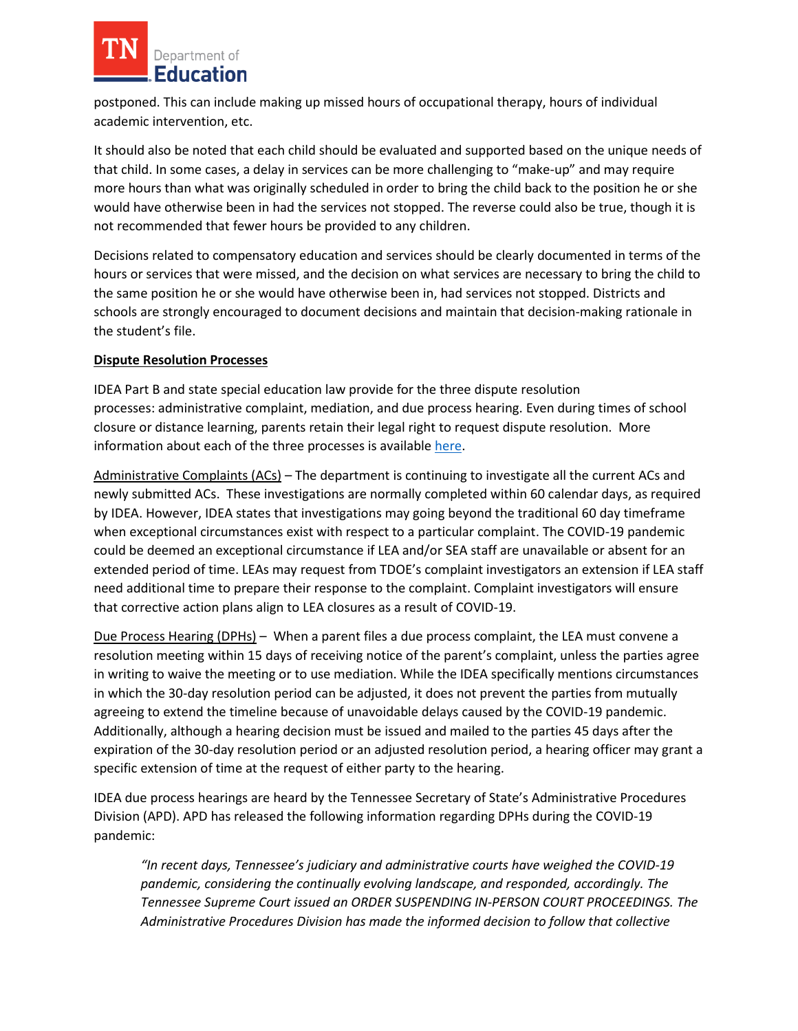postponed. This can include making up missed hours of occupational therapy, hours of individual academic intervention, etc.

It should also be noted that each child should be evaluated and supported based on the unique needs of that child. In some cases, a delay in services can be more challenging to "make-up" and may require more hours than what was originally scheduled in order to bring the child back to the position he or she would have otherwise been in had the services not stopped. The reverse could also be true, though it is not recommended that fewer hours be provided to any children.

Decisions related to compensatory education and services should be clearly documented in terms of the hours or services that were missed, and the decision on what services are necessary to bring the child to the same position he or she would have otherwise been in, had services not stopped. Districts and schools are strongly encouraged to document decisions and maintain that decision-making rationale in the student's file.

**Dispute Resolution Processes**

IDEA Part B and state special education law provide for the three dispute resolution processes: administrative complaint, mediation, and due process hearing. Even during times of school closure or distance learning, parents retain their legal right to request dispute resolution. More information about each of the three processes is available here.

Administrative Complaints (ACs) – The department is continuing to investigate all the current ACs and newly submitted ACs. These investigations are normally completed within 60 calendar days, as required by IDEA. However, IDEA states that investigations may going beyond the traditional 60 day timeframe when exceptional circumstances exist with respect to a particular complaint. The COVID-19 pandemic could be deemed an exceptional circumstance if LEA and/or SEA staff are unavailable or absent for an extended period of time. LEAs may request from TDOE's complaint investigators an extension if LEA staff need additional time to prepare their response to the complaint. Complaint investigators will ensure that corrective action plans align to LEA closures as a result of COVID-19.

Due Process Hearing (DPHs) – When a parent files a due process complaint, the LEA must convene a resolution meeting within 15 days of receiving notice of the parent's complaint, unless the parties agree in writing to waive the meeting or to use mediation. While the IDEA specifically mentions circumstances in which the 30-day resolution period can be adjusted, it does not prevent the parties from mutually agreeing to extend the timeline because of unavoidable delays caused by the COVID-19 pandemic. Additionally, although a hearing decision must be issued and mailed to the parties 45 days after the expiration of the 30-day resolution period or an adjusted resolution period, a hearing officer may grant a specific extension of time at the request of either party to the hearing.

IDEA due process hearings are heard by the Tennessee Secretary of State's Administrative Procedures Division (APD). APD has released the following information regarding DPHs during the COVID-19 pandemic:

> *"In recent days, Tennessee's judiciary and administrative courts have weighed the COVID-19 pandemic, considering the continually evolving landscape, and responded, accordingly. The Tennessee Supreme Court issued an ORDER SUSPENDING IN-PERSON COURT PROCEEDINGS. The Administrative Procedures Division has made the informed decision to follow that collective*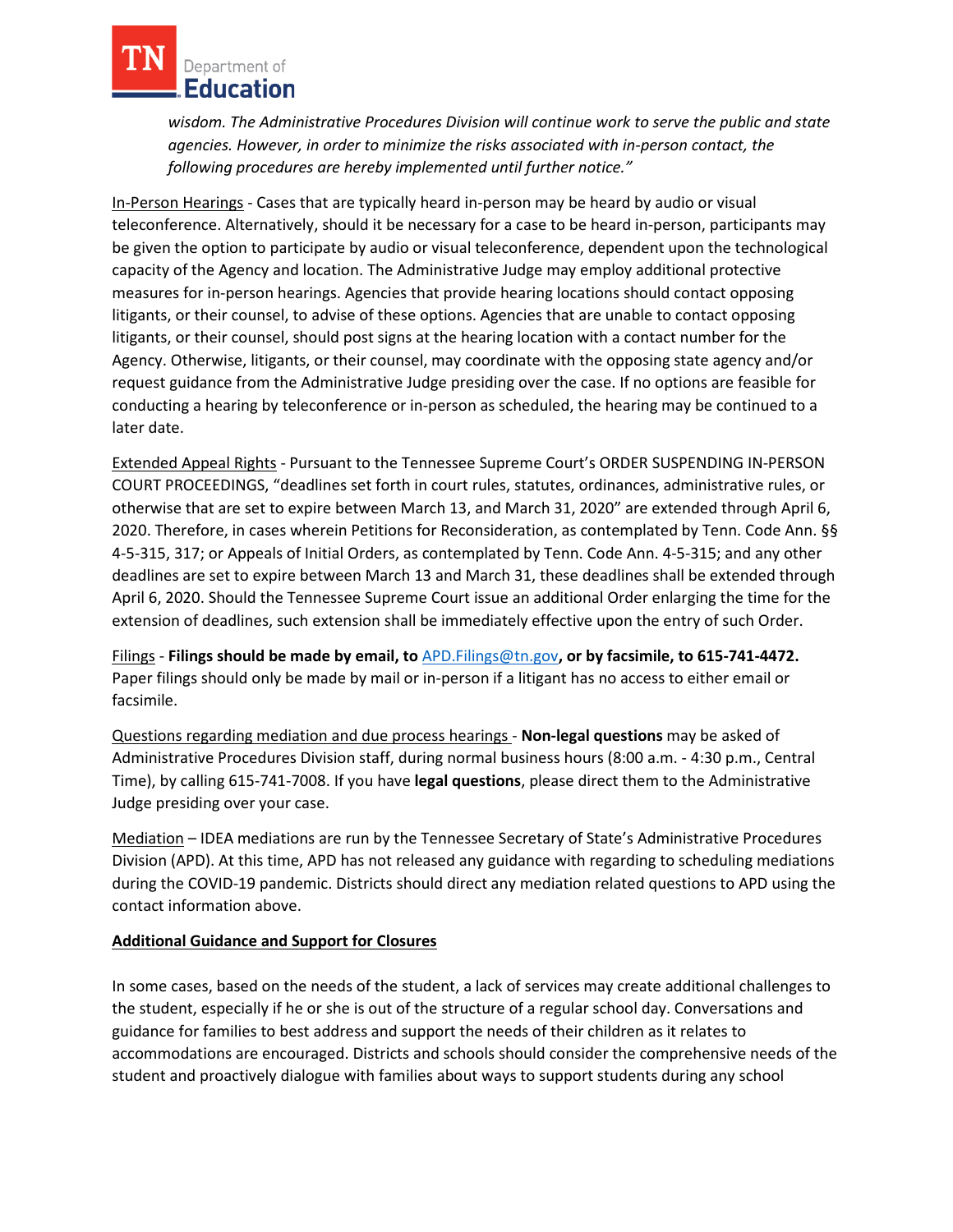*wisdom. The Administrative Procedures Division will continue work to serve the public and state agencies. However, in order to minimize the risks associated with in-person contact, the following procedures are hereby implemented until further notice."*

In-Person Hearings - Cases that are typically heard in-person may be heard by audio or visual teleconference. Alternatively, should it be necessary for a case to be heard in-person, participants may be given the option to participate by audio or visual teleconference, dependent upon the technological capacity of the Agency and location. The Administrative Judge may employ additional protective measures for in-person hearings. Agencies that provide hearing locations should contact opposing litigants, or their counsel, to advise of these options. Agencies that are unable to contact opposing litigants, or their counsel, should post signs at the hearing location with a contact number for the Agency. Otherwise, litigants, or their counsel, may coordinate with the opposing state agency and/or request guidance from the Administrative Judge presiding over the case. If no options are feasible for conducting a hearing by teleconference or in-person as scheduled, the hearing may be continued to a later date.

Extended Appeal Rights - Pursuant to the Tennessee Supreme Court's ORDER SUSPENDING IN-PERSON COURT PROCEEDINGS, "deadlines set forth in court rules, statutes, ordinances, administrative rules, or otherwise that are set to expire between March 13, and March 31, 2020" are extended through April 6, 2020. Therefore, in cases wherein Petitions for Reconsideration, as contemplated by Tenn. Code Ann. §§ 4-5-315, 317; or Appeals of Initial Orders, as contemplated by Tenn. Code Ann. 4-5-315; and any other deadlines are set to expire between March 13 and March 31, these deadlines shall be extended through April 6, 2020. Should the Tennessee Supreme Court issue an additional Order enlarging the time for the extension of deadlines, such extension shall be immediately effective upon the entry of such Order.

Filings - **Filings should be made by email, to APD.Filings@tn.gov, or by facsimile, to 615-741-4472.** Paper filings should only be made by mail or in-person if a litigant has no access to either email or facsimile.

Questions regarding mediation and due process hearings - **Non-legal questions** may be asked of Administrative Procedures Division staff, during normal business hours (8:00 a.m. - 4:30 p.m., Central Time), by calling 615-741-7008. If you have **legal questions**, please direct them to the Administrative Judge presiding over your case.

Mediation – IDEA mediations are run by the Tennessee Secretary of State's Administrative Procedures Division (APD). At this time, APD has not released any guidance with regarding to scheduling mediations during the COVID-19 pandemic. Districts should direct any mediation related questions to APD using the contact information above.

**Additional Guidance and Support for Closures**

In some cases, based on the needs of the student, a lack of services may create additional challenges to the student, especially if he or she is out of the structure of a regular school day. Conversations and guidance for families to best address and support the needs of their children as it relates to accommodations are encouraged. Districts and schools should consider the comprehensive needs of the student and proactively dialogue with families about ways to support students during any school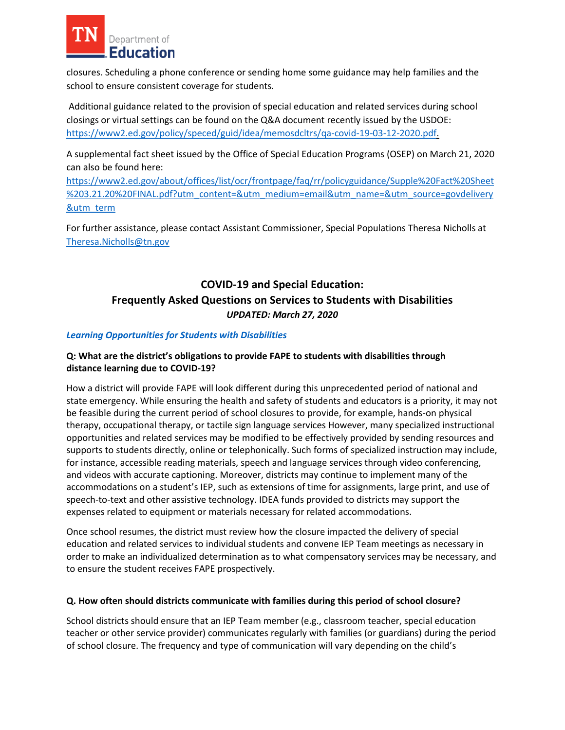closures. Scheduling a phone conference or sending home some guidance may help families and the school to ensure consistent coverage for students.

Additional guidance related to the provision of special education and related services during school closings or virtual settings can be found on the Q&A document recently issued by the USDOE: [https://www2.ed.gov/policy/speced/guid/idea/memosdcltrs/qa-covid-19-03-12-2020.pdf.](https://www2.ed.gov/policy/speced/guid/idea/memosdcltrs/qa-covid-19-03-12-2020.pdf)

A supplemental fact sheet issued by the Office of Special Education Programs (OSEP) on March 21, 2020 can also be found here: [https://www2.ed.gov/about/offices/list/ocr/frontpage/faq/rr/policyguidance/Supple%20Fact%20Sheet%203.21.20%20FINAL.pdf?utm_content=&utm_medium=email&utm_name=&utm_source=govdelivery&utm_term](https://www2.ed.gov/about/offices/list/ocr/frontpage/faq/rr/policyguidance/Supple%20Fact%20Sheet%203.21.20%20FINAL.pdf?utm_content=&utm_medium=email&utm_name=&utm_source=govdelivery&utm_term)

For further assistance, please contact Assistant Commissioner, Special Populations Theresa Nicholls at [Theresa.Nicholls@tn.gov](mailto:Theresa.Nicholls@tn.gov)

## COVID-19 and Special Education: Frequently Asked Questions on Services to Students with Disabilities

***UPDATED: March 27, 2020***

### *Learning Opportunities for Students with Disabilities*

**Q: What are the district's obligations to provide FAPE to students with disabilities through distance learning due to COVID-19?**

How a district will provide FAPE will look different during this unprecedented period of national and state emergency. While ensuring the health and safety of students and educators is a priority, it may not be feasible during the current period of school closures to provide, for example, hands-on physical therapy, occupational therapy, or tactile sign language services However, many specialized instructional opportunities and related services may be modified to be effectively provided by sending resources and supports to students directly, online or telephonically. Such forms of specialized instruction may include, for instance, accessible reading materials, speech and language services through video conferencing, and videos with accurate captioning. Moreover, districts may continue to implement many of the accommodations on a student's IEP, such as extensions of time for assignments, large print, and use of speech-to-text and other assistive technology. IDEA funds provided to districts may support the expenses related to equipment or materials necessary for related accommodations.

Once school resumes, the district must review how the closure impacted the delivery of special education and related services to individual students and convene IEP Team meetings as necessary in order to make an individualized determination as to what compensatory services may be necessary, and to ensure the student receives FAPE prospectively.

**Q. How often should districts communicate with families during this period of school closure?**

School districts should ensure that an IEP Team member (e.g., classroom teacher, special education teacher or other service provider) communicates regularly with families (or guardians) during the period of school closure. The frequency and type of communication will vary depending on the child's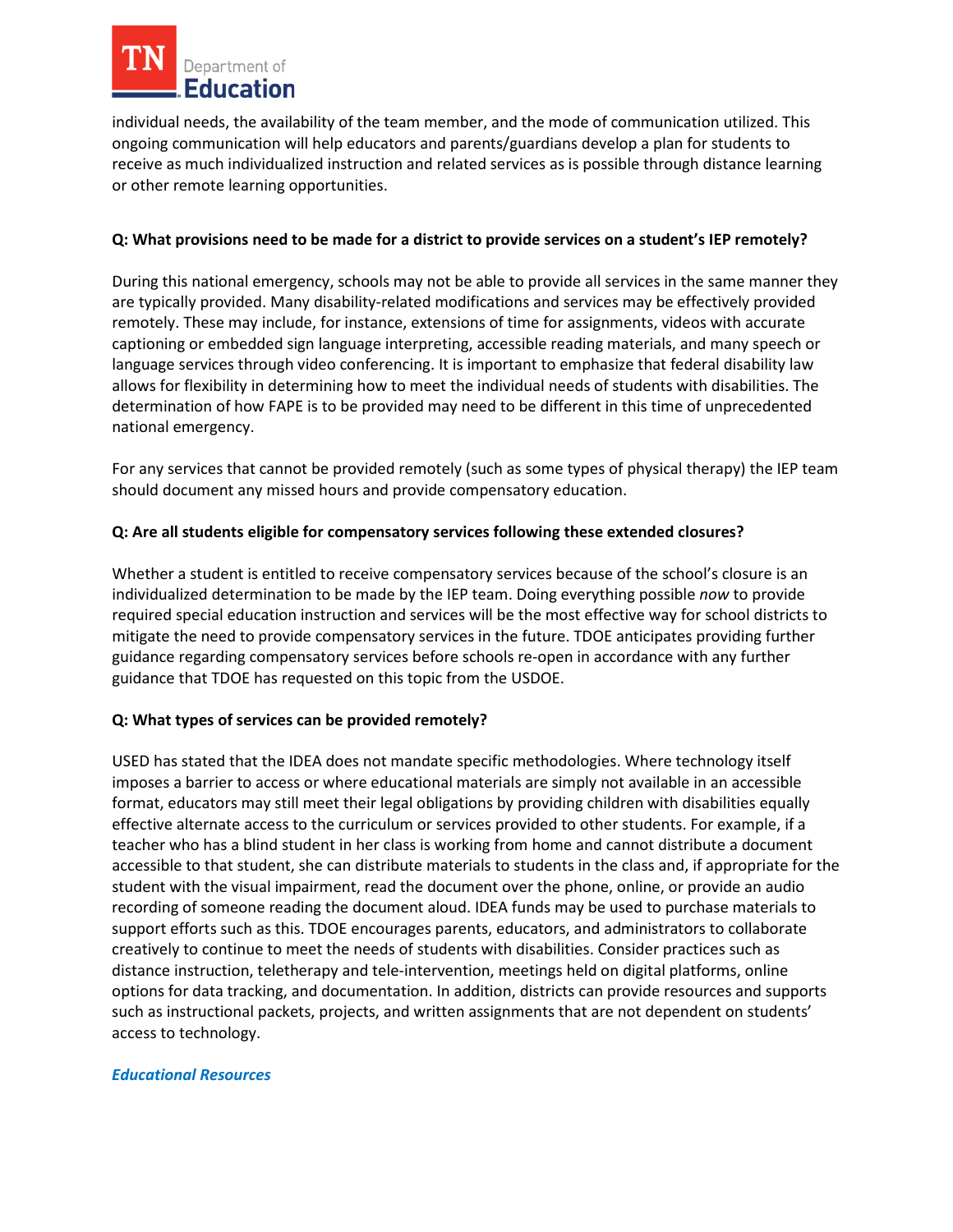individual needs, the availability of the team member, and the mode of communication utilized. This ongoing communication will help educators and parents/guardians develop a plan for students to receive as much individualized instruction and related services as is possible through distance learning or other remote learning opportunities.

**Q: What provisions need to be made for a district to provide services on a student's IEP remotely?**

During this national emergency, schools may not be able to provide all services in the same manner they are typically provided. Many disability-related modifications and services may be effectively provided remotely. These may include, for instance, extensions of time for assignments, videos with accurate captioning or embedded sign language interpreting, accessible reading materials, and many speech or language services through video conferencing. It is important to emphasize that federal disability law allows for flexibility in determining how to meet the individual needs of students with disabilities. The determination of how FAPE is to be provided may need to be different in this time of unprecedented national emergency.

For any services that cannot be provided remotely (such as some types of physical therapy) the IEP team should document any missed hours and provide compensatory education.

**Q: Are all students eligible for compensatory services following these extended closures?**

Whether a student is entitled to receive compensatory services because of the school's closure is an individualized determination to be made by the IEP team. Doing everything possible *now* to provide required special education instruction and services will be the most effective way for school districts to mitigate the need to provide compensatory services in the future. TDOE anticipates providing further guidance regarding compensatory services before schools re-open in accordance with any further guidance that TDOE has requested on this topic from the USDOE.

**Q: What types of services can be provided remotely?**

USED has stated that the IDEA does not mandate specific methodologies. Where technology itself imposes a barrier to access or where educational materials are simply not available in an accessible format, educators may still meet their legal obligations by providing children with disabilities equally effective alternate access to the curriculum or services provided to other students. For example, if a teacher who has a blind student in her class is working from home and cannot distribute a document accessible to that student, she can distribute materials to students in the class and, if appropriate for the student with the visual impairment, read the document over the phone, online, or provide an audio recording of someone reading the document aloud. IDEA funds may be used to purchase materials to support efforts such as this. TDOE encourages parents, educators, and administrators to collaborate creatively to continue to meet the needs of students with disabilities. Consider practices such as distance instruction, teletherapy and tele-intervention, meetings held on digital platforms, online options for data tracking, and documentation. In addition, districts can provide resources and supports such as instructional packets, projects, and written assignments that are not dependent on students' access to technology.

### ***Educational Resources***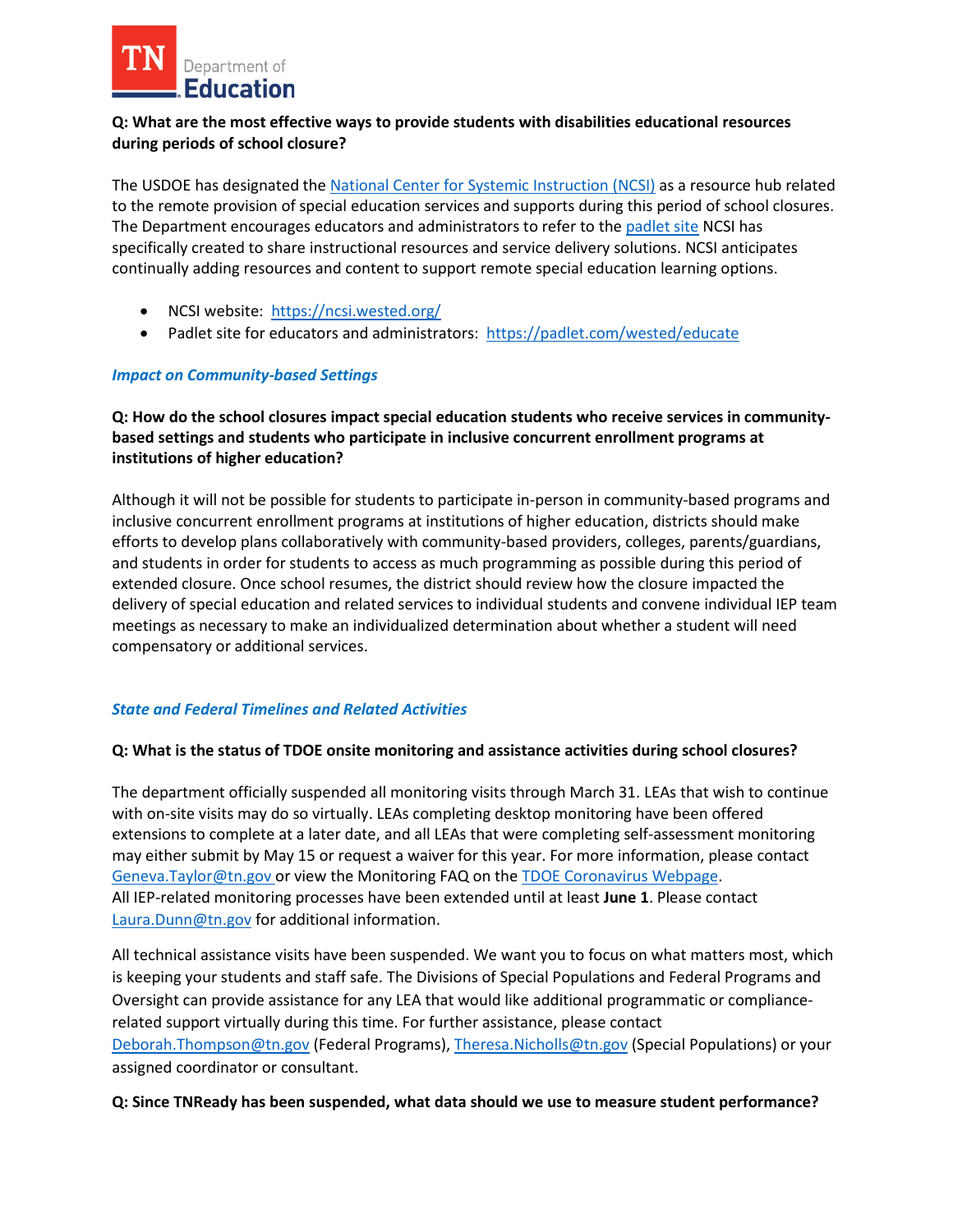**Q: What are the most effective ways to provide students with disabilities educational resources during periods of school closure?**

The USDOE has designated the [National Center for Systemic Instruction (NCSI)](https://ncsi.wested.org/) as a resource hub related to the remote provision of special education services and supports during this period of school closures. The Department encourages educators and administrators to refer to the [padlet site](https://padlet.com/wested/educate) NCSI has specifically created to share instructional resources and service delivery solutions. NCSI anticipates continually adding resources and content to support remote special education learning options.

- NCSI website: https://ncsi.wested.org/
- Padlet site for educators and administrators: https://padlet.com/wested/educate

### *Impact on Community-based Settings*

**Q: How do the school closures impact special education students who receive services in community-based settings and students who participate in inclusive concurrent enrollment programs at institutions of higher education?**

Although it will not be possible for students to participate in-person in community-based programs and inclusive concurrent enrollment programs at institutions of higher education, districts should make efforts to develop plans collaboratively with community-based providers, colleges, parents/guardians, and students in order for students to access as much programming as possible during this period of extended closure. Once school resumes, the district should review how the closure impacted the delivery of special education and related services to individual students and convene individual IEP team meetings as necessary to make an individualized determination about whether a student will need compensatory or additional services.

### *State and Federal Timelines and Related Activities*

**Q: What is the status of TDOE onsite monitoring and assistance activities during school closures?**

The department officially suspended all monitoring visits through March 31. LEAs that wish to continue with on-site visits may do so virtually. LEAs completing desktop monitoring have been offered extensions to complete at a later date, and all LEAs that were completing self-assessment monitoring may either submit by May 15 or request a waiver for this year. For more information, please contact Geneva.Taylor@tn.gov or view the Monitoring FAQ on the TDOE Coronavirus Webpage.
All IEP-related monitoring processes have been extended until at least **June 1**. Please contact Laura.Dunn@tn.gov for additional information.

All technical assistance visits have been suspended. We want you to focus on what matters most, which is keeping your students and staff safe. The Divisions of Special Populations and Federal Programs and Oversight can provide assistance for any LEA that would like additional programmatic or compliance-related support virtually during this time. For further assistance, please contact Deborah.Thompson@tn.gov (Federal Programs), Theresa.Nicholls@tn.gov (Special Populations) or your assigned coordinator or consultant.

**Q: Since TNReady has been suspended, what data should we use to measure student performance?**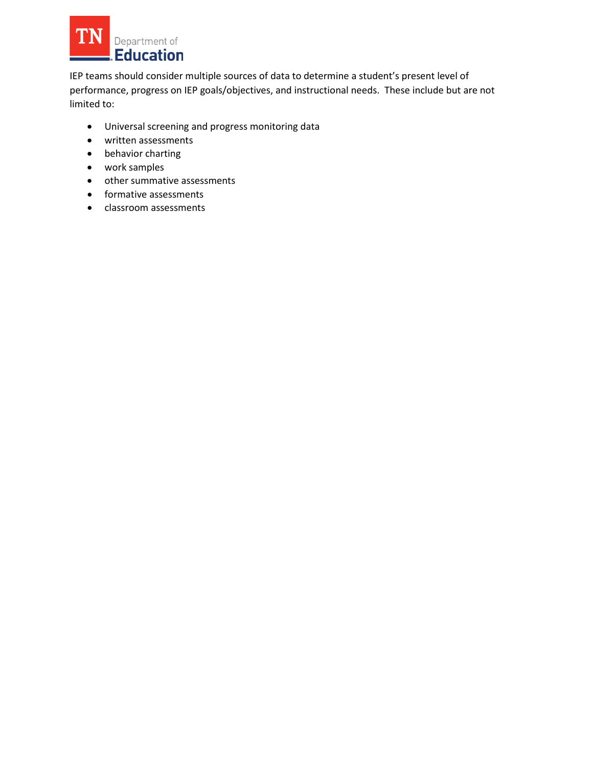IEP teams should consider multiple sources of data to determine a student's present level of performance, progress on IEP goals/objectives, and instructional needs. These include but are not limited to:

- Universal screening and progress monitoring data
- written assessments
- behavior charting
- work samples
- other summative assessments
- formative assessments
- classroom assessments